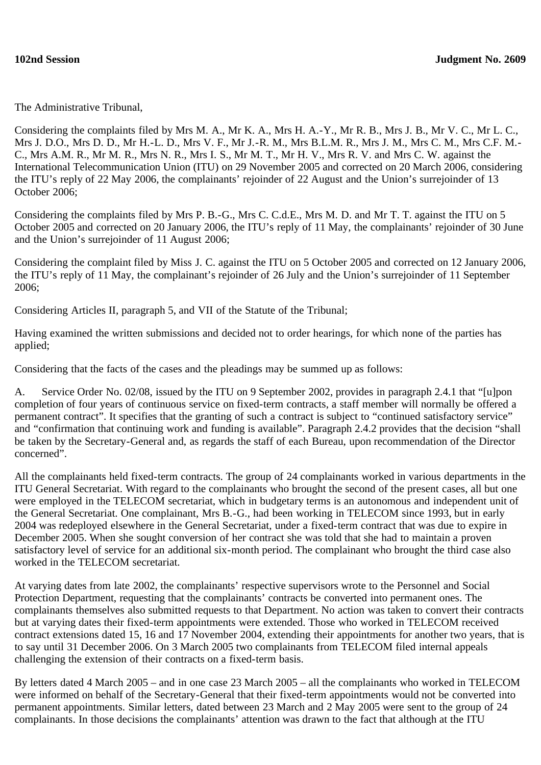**102nd Session** **Judgment No. 2609**

The Administrative Tribunal,

Considering the complaints filed by Mrs M. A., Mr K. A., Mrs H. A.-Y., Mr R. B., Mrs J. B., Mr V. C., Mr L. C., Mrs J. D.O., Mrs D. D., Mr H.-L. D., Mrs V. F., Mr J.-R. M., Mrs B.L.M. R., Mrs J. M., Mrs C. M., Mrs C.F. M.-C., Mrs A.M. R., Mr M. R., Mrs N. R., Mrs I. S., Mr M. T., Mr H. V., Mrs R. V. and Mrs C. W. against the International Telecommunication Union (ITU) on 29 November 2005 and corrected on 20 March 2006, considering the ITU's reply of 22 May 2006, the complainants' rejoinder of 22 August and the Union's surrejoinder of 13 October 2006;

Considering the complaints filed by Mrs P. B.-G., Mrs C. C.d.E., Mrs M. D. and Mr T. T. against the ITU on 5 October 2005 and corrected on 20 January 2006, the ITU's reply of 11 May, the complainants' rejoinder of 30 June and the Union's surrejoinder of 11 August 2006;

Considering the complaint filed by Miss J. C. against the ITU on 5 October 2005 and corrected on 12 January 2006, the ITU's reply of 11 May, the complainant's rejoinder of 26 July and the Union's surrejoinder of 11 September 2006;

Considering Articles II, paragraph 5, and VII of the Statute of the Tribunal;

Having examined the written submissions and decided not to order hearings, for which none of the parties has applied;

Considering that the facts of the cases and the pleadings may be summed up as follows:

A. Service Order No. 02/08, issued by the ITU on 9 September 2002, provides in paragraph 2.4.1 that "[u]pon completion of four years of continuous service on fixed-term contracts, a staff member will normally be offered a permanent contract". It specifies that the granting of such a contract is subject to "continued satisfactory service" and "confirmation that continuing work and funding is available". Paragraph 2.4.2 provides that the decision "shall be taken by the Secretary-General and, as regards the staff of each Bureau, upon recommendation of the Director concerned".

All the complainants held fixed-term contracts. The group of 24 complainants worked in various departments in the ITU General Secretariat. With regard to the complainants who brought the second of the present cases, all but one were employed in the TELECOM secretariat, which in budgetary terms is an autonomous and independent unit of the General Secretariat. One complainant, Mrs B.-G., had been working in TELECOM since 1993, but in early 2004 was redeployed elsewhere in the General Secretariat, under a fixed-term contract that was due to expire in December 2005. When she sought conversion of her contract she was told that she had to maintain a proven satisfactory level of service for an additional six-month period. The complainant who brought the third case also worked in the TELECOM secretariat.

At varying dates from late 2002, the complainants' respective supervisors wrote to the Personnel and Social Protection Department, requesting that the complainants' contracts be converted into permanent ones. The complainants themselves also submitted requests to that Department. No action was taken to convert their contracts but at varying dates their fixed-term appointments were extended. Those who worked in TELECOM received contract extensions dated 15, 16 and 17 November 2004, extending their appointments for another two years, that is to say until 31 December 2006. On 3 March 2005 two complainants from TELECOM filed internal appeals challenging the extension of their contracts on a fixed-term basis.

By letters dated 4 March 2005 – and in one case 23 March 2005 – all the complainants who worked in TELECOM were informed on behalf of the Secretary-General that their fixed-term appointments would not be converted into permanent appointments. Similar letters, dated between 23 March and 2 May 2005 were sent to the group of 24 complainants. In those decisions the complainants' attention was drawn to the fact that although at the ITU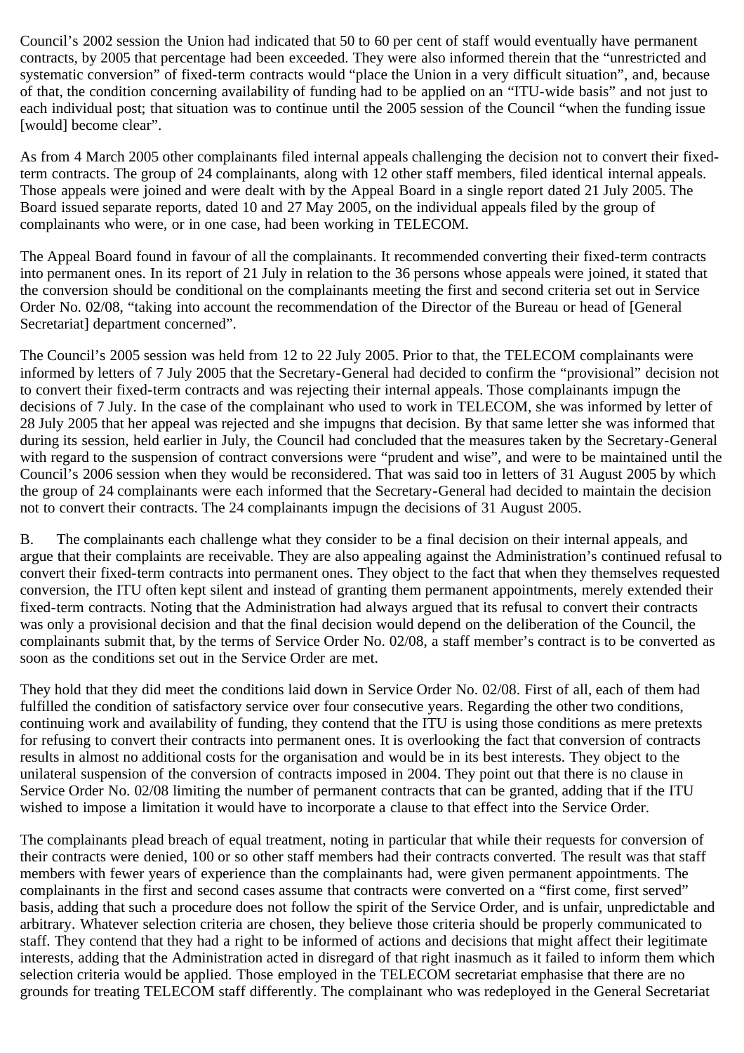Council's 2002 session the Union had indicated that 50 to 60 per cent of staff would eventually have permanent contracts, by 2005 that percentage had been exceeded. They were also informed therein that the "unrestricted and systematic conversion" of fixed-term contracts would "place the Union in a very difficult situation", and, because of that, the condition concerning availability of funding had to be applied on an "ITU-wide basis" and not just to each individual post; that situation was to continue until the 2005 session of the Council "when the funding issue [would] become clear".

As from 4 March 2005 other complainants filed internal appeals challenging the decision not to convert their fixed-term contracts. The group of 24 complainants, along with 12 other staff members, filed identical internal appeals. Those appeals were joined and were dealt with by the Appeal Board in a single report dated 21 July 2005. The Board issued separate reports, dated 10 and 27 May 2005, on the individual appeals filed by the group of complainants who were, or in one case, had been working in TELECOM.

The Appeal Board found in favour of all the complainants. It recommended converting their fixed-term contracts into permanent ones. In its report of 21 July in relation to the 36 persons whose appeals were joined, it stated that the conversion should be conditional on the complainants meeting the first and second criteria set out in Service Order No. 02/08, "taking into account the recommendation of the Director of the Bureau or head of [General Secretariat] department concerned".

The Council's 2005 session was held from 12 to 22 July 2005. Prior to that, the TELECOM complainants were informed by letters of 7 July 2005 that the Secretary-General had decided to confirm the "provisional" decision not to convert their fixed-term contracts and was rejecting their internal appeals. Those complainants impugn the decisions of 7 July. In the case of the complainant who used to work in TELECOM, she was informed by letter of 28 July 2005 that her appeal was rejected and she impugns that decision. By that same letter she was informed that during its session, held earlier in July, the Council had concluded that the measures taken by the Secretary-General with regard to the suspension of contract conversions were "prudent and wise", and were to be maintained until the Council's 2006 session when they would be reconsidered. That was said too in letters of 31 August 2005 by which the group of 24 complainants were each informed that the Secretary-General had decided to maintain the decision not to convert their contracts. The 24 complainants impugn the decisions of 31 August 2005.

B. The complainants each challenge what they consider to be a final decision on their internal appeals, and argue that their complaints are receivable. They are also appealing against the Administration's continued refusal to convert their fixed-term contracts into permanent ones. They object to the fact that when they themselves requested conversion, the ITU often kept silent and instead of granting them permanent appointments, merely extended their fixed-term contracts. Noting that the Administration had always argued that its refusal to convert their contracts was only a provisional decision and that the final decision would depend on the deliberation of the Council, the complainants submit that, by the terms of Service Order No. 02/08, a staff member's contract is to be converted as soon as the conditions set out in the Service Order are met.

They hold that they did meet the conditions laid down in Service Order No. 02/08. First of all, each of them had fulfilled the condition of satisfactory service over four consecutive years. Regarding the other two conditions, continuing work and availability of funding, they contend that the ITU is using those conditions as mere pretexts for refusing to convert their contracts into permanent ones. It is overlooking the fact that conversion of contracts results in almost no additional costs for the organisation and would be in its best interests. They object to the unilateral suspension of the conversion of contracts imposed in 2004. They point out that there is no clause in Service Order No. 02/08 limiting the number of permanent contracts that can be granted, adding that if the ITU wished to impose a limitation it would have to incorporate a clause to that effect into the Service Order.

The complainants plead breach of equal treatment, noting in particular that while their requests for conversion of their contracts were denied, 100 or so other staff members had their contracts converted. The result was that staff members with fewer years of experience than the complainants had, were given permanent appointments. The complainants in the first and second cases assume that contracts were converted on a "first come, first served" basis, adding that such a procedure does not follow the spirit of the Service Order, and is unfair, unpredictable and arbitrary. Whatever selection criteria are chosen, they believe those criteria should be properly communicated to staff. They contend that they had a right to be informed of actions and decisions that might affect their legitimate interests, adding that the Administration acted in disregard of that right inasmuch as it failed to inform them which selection criteria would be applied. Those employed in the TELECOM secretariat emphasise that there are no grounds for treating TELECOM staff differently. The complainant who was redeployed in the General Secretariat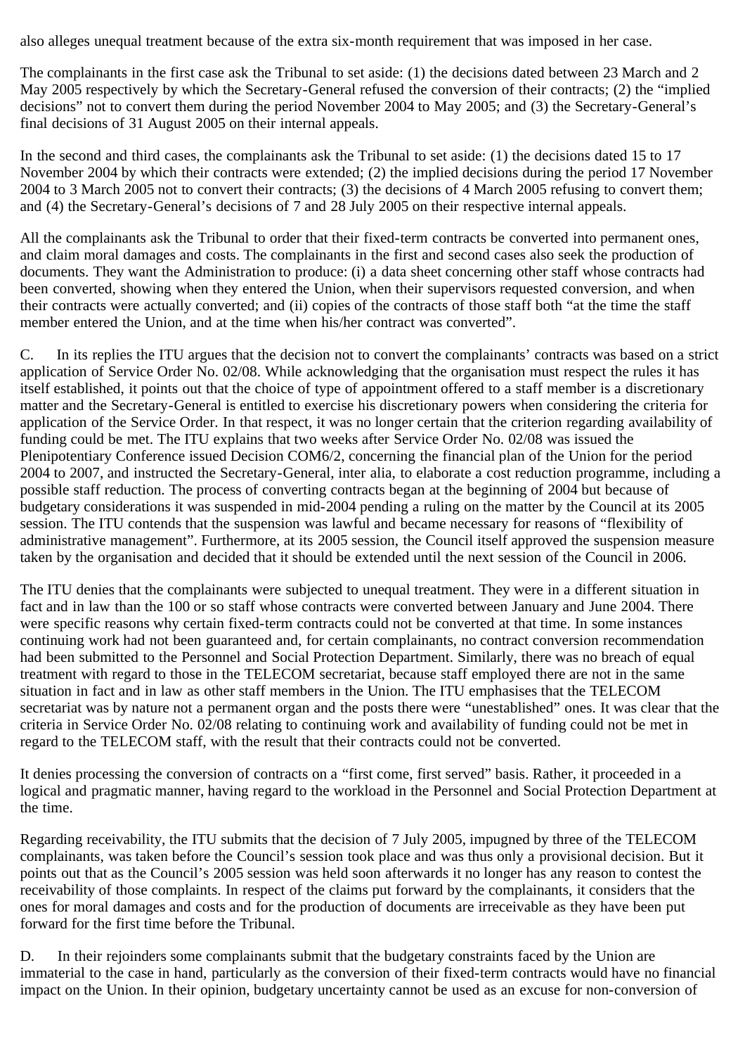also alleges unequal treatment because of the extra six-month requirement that was imposed in her case.

The complainants in the first case ask the Tribunal to set aside: (1) the decisions dated between 23 March and 2 May 2005 respectively by which the Secretary-General refused the conversion of their contracts; (2) the "implied decisions" not to convert them during the period November 2004 to May 2005; and (3) the Secretary-General's final decisions of 31 August 2005 on their internal appeals.

In the second and third cases, the complainants ask the Tribunal to set aside: (1) the decisions dated 15 to 17 November 2004 by which their contracts were extended; (2) the implied decisions during the period 17 November 2004 to 3 March 2005 not to convert their contracts; (3) the decisions of 4 March 2005 refusing to convert them; and (4) the Secretary-General's decisions of 7 and 28 July 2005 on their respective internal appeals.

All the complainants ask the Tribunal to order that their fixed-term contracts be converted into permanent ones, and claim moral damages and costs. The complainants in the first and second cases also seek the production of documents. They want the Administration to produce: (i) a data sheet concerning other staff whose contracts had been converted, showing when they entered the Union, when their supervisors requested conversion, and when their contracts were actually converted; and (ii) copies of the contracts of those staff both "at the time the staff member entered the Union, and at the time when his/her contract was converted".

C. In its replies the ITU argues that the decision not to convert the complainants' contracts was based on a strict application of Service Order No. 02/08. While acknowledging that the organisation must respect the rules it has itself established, it points out that the choice of type of appointment offered to a staff member is a discretionary matter and the Secretary-General is entitled to exercise his discretionary powers when considering the criteria for application of the Service Order. In that respect, it was no longer certain that the criterion regarding availability of funding could be met. The ITU explains that two weeks after Service Order No. 02/08 was issued the Plenipotentiary Conference issued Decision COM6/2, concerning the financial plan of the Union for the period 2004 to 2007, and instructed the Secretary-General, inter alia, to elaborate a cost reduction programme, including a possible staff reduction. The process of converting contracts began at the beginning of 2004 but because of budgetary considerations it was suspended in mid-2004 pending a ruling on the matter by the Council at its 2005 session. The ITU contends that the suspension was lawful and became necessary for reasons of "flexibility of administrative management". Furthermore, at its 2005 session, the Council itself approved the suspension measure taken by the organisation and decided that it should be extended until the next session of the Council in 2006.

The ITU denies that the complainants were subjected to unequal treatment. They were in a different situation in fact and in law than the 100 or so staff whose contracts were converted between January and June 2004. There were specific reasons why certain fixed-term contracts could not be converted at that time. In some instances continuing work had not been guaranteed and, for certain complainants, no contract conversion recommendation had been submitted to the Personnel and Social Protection Department. Similarly, there was no breach of equal treatment with regard to those in the TELECOM secretariat, because staff employed there are not in the same situation in fact and in law as other staff members in the Union. The ITU emphasises that the TELECOM secretariat was by nature not a permanent organ and the posts there were "unestablished" ones. It was clear that the criteria in Service Order No. 02/08 relating to continuing work and availability of funding could not be met in regard to the TELECOM staff, with the result that their contracts could not be converted.

It denies processing the conversion of contracts on a "first come, first served" basis. Rather, it proceeded in a logical and pragmatic manner, having regard to the workload in the Personnel and Social Protection Department at the time.

Regarding receivability, the ITU submits that the decision of 7 July 2005, impugned by three of the TELECOM complainants, was taken before the Council's session took place and was thus only a provisional decision. But it points out that as the Council's 2005 session was held soon afterwards it no longer has any reason to contest the receivability of those complaints. In respect of the claims put forward by the complainants, it considers that the ones for moral damages and costs and for the production of documents are irreceivable as they have been put forward for the first time before the Tribunal.

D. In their rejoinders some complainants submit that the budgetary constraints faced by the Union are immaterial to the case in hand, particularly as the conversion of their fixed-term contracts would have no financial impact on the Union. In their opinion, budgetary uncertainty cannot be used as an excuse for non-conversion of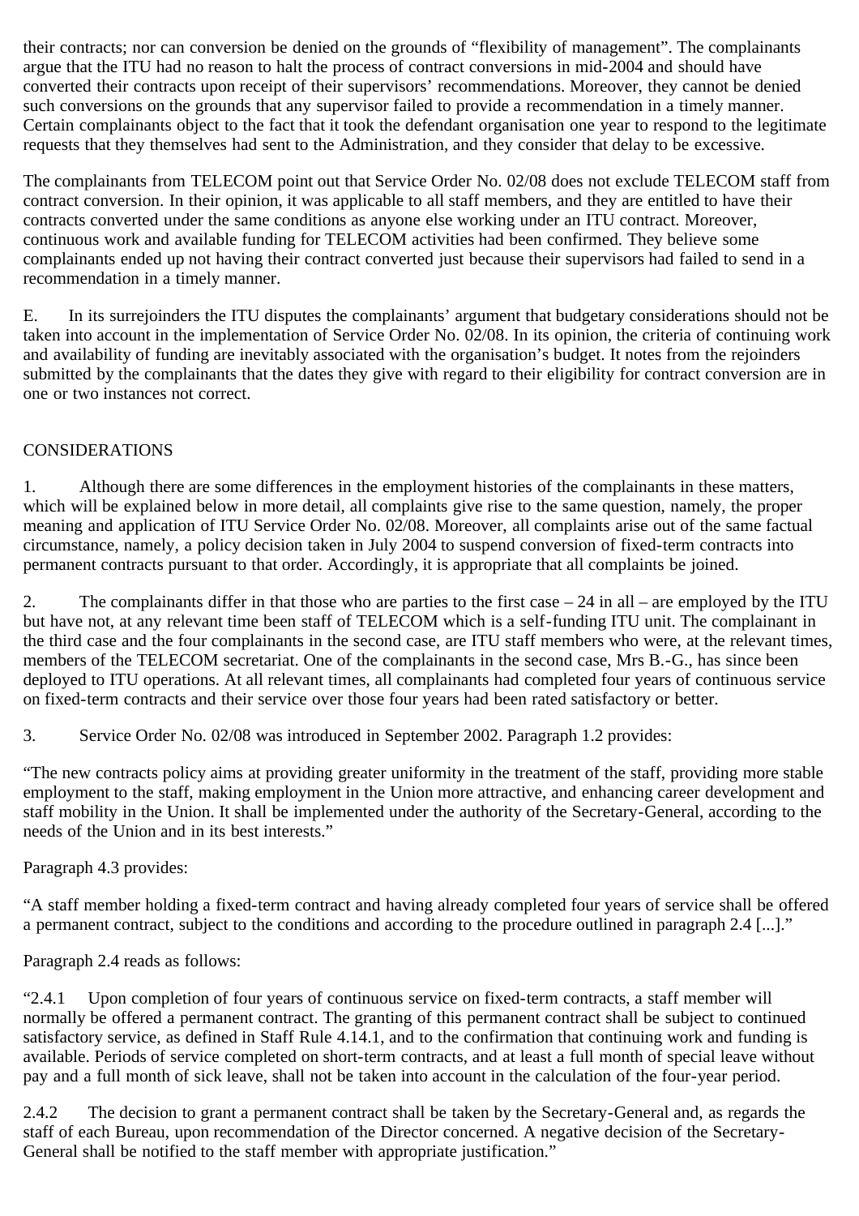their contracts; nor can conversion be denied on the grounds of "flexibility of management". The complainants argue that the ITU had no reason to halt the process of contract conversions in mid-2004 and should have converted their contracts upon receipt of their supervisors' recommendations. Moreover, they cannot be denied such conversions on the grounds that any supervisor failed to provide a recommendation in a timely manner. Certain complainants object to the fact that it took the defendant organisation one year to respond to the legitimate requests that they themselves had sent to the Administration, and they consider that delay to be excessive.

The complainants from TELECOM point out that Service Order No. 02/08 does not exclude TELECOM staff from contract conversion. In their opinion, it was applicable to all staff members, and they are entitled to have their contracts converted under the same conditions as anyone else working under an ITU contract. Moreover, continuous work and available funding for TELECOM activities had been confirmed. They believe some complainants ended up not having their contract converted just because their supervisors had failed to send in a recommendation in a timely manner.

E. In its surrejoinders the ITU disputes the complainants' argument that budgetary considerations should not be taken into account in the implementation of Service Order No. 02/08. In its opinion, the criteria of continuing work and availability of funding are inevitably associated with the organisation's budget. It notes from the rejoinders submitted by the complainants that the dates they give with regard to their eligibility for contract conversion are in one or two instances not correct.

## CONSIDERATIONS

1. Although there are some differences in the employment histories of the complainants in these matters, which will be explained below in more detail, all complaints give rise to the same question, namely, the proper meaning and application of ITU Service Order No. 02/08. Moreover, all complaints arise out of the same factual circumstance, namely, a policy decision taken in July 2004 to suspend conversion of fixed-term contracts into permanent contracts pursuant to that order. Accordingly, it is appropriate that all complaints be joined.

2. The complainants differ in that those who are parties to the first case – 24 in all – are employed by the ITU but have not, at any relevant time been staff of TELECOM which is a self-funding ITU unit. The complainant in the third case and the four complainants in the second case, are ITU staff members who were, at the relevant times, members of the TELECOM secretariat. One of the complainants in the second case, Mrs B.-G., has since been deployed to ITU operations. At all relevant times, all complainants had completed four years of continuous service on fixed-term contracts and their service over those four years had been rated satisfactory or better.

3. Service Order No. 02/08 was introduced in September 2002. Paragraph 1.2 provides:

"The new contracts policy aims at providing greater uniformity in the treatment of the staff, providing more stable employment to the staff, making employment in the Union more attractive, and enhancing career development and staff mobility in the Union. It shall be implemented under the authority of the Secretary-General, according to the needs of the Union and in its best interests."

Paragraph 4.3 provides:

"A staff member holding a fixed-term contract and having already completed four years of service shall be offered a permanent contract, subject to the conditions and according to the procedure outlined in paragraph 2.4 [...]."

Paragraph 2.4 reads as follows:

"2.4.1 Upon completion of four years of continuous service on fixed-term contracts, a staff member will normally be offered a permanent contract. The granting of this permanent contract shall be subject to continued satisfactory service, as defined in Staff Rule 4.14.1, and to the confirmation that continuing work and funding is available. Periods of service completed on short-term contracts, and at least a full month of special leave without pay and a full month of sick leave, shall not be taken into account in the calculation of the four-year period.

2.4.2 The decision to grant a permanent contract shall be taken by the Secretary-General and, as regards the staff of each Bureau, upon recommendation of the Director concerned. A negative decision of the Secretary-General shall be notified to the staff member with appropriate justification."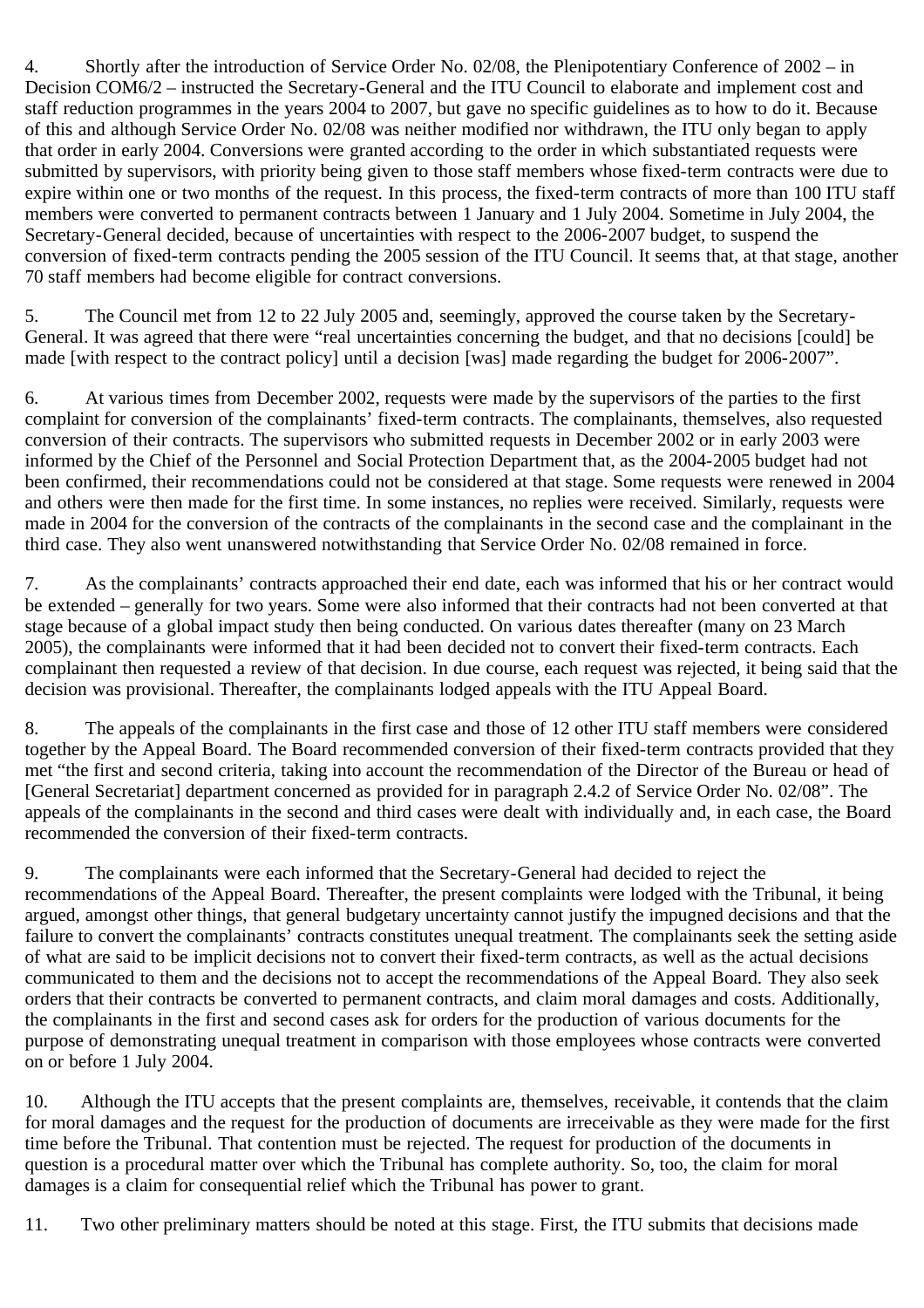4. Shortly after the introduction of Service Order No. 02/08, the Plenipotentiary Conference of 2002 – in Decision COM6/2 – instructed the Secretary-General and the ITU Council to elaborate and implement cost and staff reduction programmes in the years 2004 to 2007, but gave no specific guidelines as to how to do it. Because of this and although Service Order No. 02/08 was neither modified nor withdrawn, the ITU only began to apply that order in early 2004. Conversions were granted according to the order in which substantiated requests were submitted by supervisors, with priority being given to those staff members whose fixed-term contracts were due to expire within one or two months of the request. In this process, the fixed-term contracts of more than 100 ITU staff members were converted to permanent contracts between 1 January and 1 July 2004. Sometime in July 2004, the Secretary-General decided, because of uncertainties with respect to the 2006-2007 budget, to suspend the conversion of fixed-term contracts pending the 2005 session of the ITU Council. It seems that, at that stage, another 70 staff members had become eligible for contract conversions.

5. The Council met from 12 to 22 July 2005 and, seemingly, approved the course taken by the Secretary-General. It was agreed that there were "real uncertainties concerning the budget, and that no decisions [could] be made [with respect to the contract policy] until a decision [was] made regarding the budget for 2006-2007".

6. At various times from December 2002, requests were made by the supervisors of the parties to the first complaint for conversion of the complainants' fixed-term contracts. The complainants, themselves, also requested conversion of their contracts. The supervisors who submitted requests in December 2002 or in early 2003 were informed by the Chief of the Personnel and Social Protection Department that, as the 2004-2005 budget had not been confirmed, their recommendations could not be considered at that stage. Some requests were renewed in 2004 and others were then made for the first time. In some instances, no replies were received. Similarly, requests were made in 2004 for the conversion of the contracts of the complainants in the second case and the complainant in the third case. They also went unanswered notwithstanding that Service Order No. 02/08 remained in force.

7. As the complainants' contracts approached their end date, each was informed that his or her contract would be extended – generally for two years. Some were also informed that their contracts had not been converted at that stage because of a global impact study then being conducted. On various dates thereafter (many on 23 March 2005), the complainants were informed that it had been decided not to convert their fixed-term contracts. Each complainant then requested a review of that decision. In due course, each request was rejected, it being said that the decision was provisional. Thereafter, the complainants lodged appeals with the ITU Appeal Board.

8. The appeals of the complainants in the first case and those of 12 other ITU staff members were considered together by the Appeal Board. The Board recommended conversion of their fixed-term contracts provided that they met "the first and second criteria, taking into account the recommendation of the Director of the Bureau or head of [General Secretariat] department concerned as provided for in paragraph 2.4.2 of Service Order No. 02/08". The appeals of the complainants in the second and third cases were dealt with individually and, in each case, the Board recommended the conversion of their fixed-term contracts.

9. The complainants were each informed that the Secretary-General had decided to reject the recommendations of the Appeal Board. Thereafter, the present complaints were lodged with the Tribunal, it being argued, amongst other things, that general budgetary uncertainty cannot justify the impugned decisions and that the failure to convert the complainants' contracts constitutes unequal treatment. The complainants seek the setting aside of what are said to be implicit decisions not to convert their fixed-term contracts, as well as the actual decisions communicated to them and the decisions not to accept the recommendations of the Appeal Board. They also seek orders that their contracts be converted to permanent contracts, and claim moral damages and costs. Additionally, the complainants in the first and second cases ask for orders for the production of various documents for the purpose of demonstrating unequal treatment in comparison with those employees whose contracts were converted on or before 1 July 2004.

10. Although the ITU accepts that the present complaints are, themselves, receivable, it contends that the claim for moral damages and the request for the production of documents are irreceivable as they were made for the first time before the Tribunal. That contention must be rejected. The request for production of the documents in question is a procedural matter over which the Tribunal has complete authority. So, too, the claim for moral damages is a claim for consequential relief which the Tribunal has power to grant.

11. Two other preliminary matters should be noted at this stage. First, the ITU submits that decisions made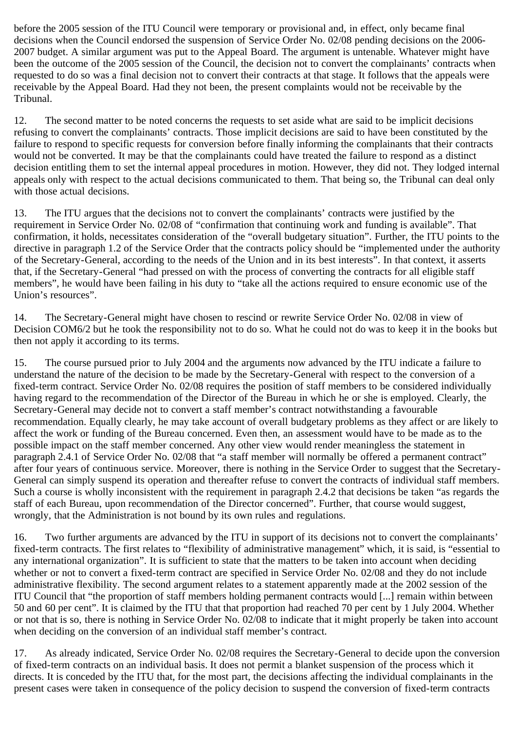before the 2005 session of the ITU Council were temporary or provisional and, in effect, only became final decisions when the Council endorsed the suspension of Service Order No. 02/08 pending decisions on the 2006-2007 budget. A similar argument was put to the Appeal Board. The argument is untenable. Whatever might have been the outcome of the 2005 session of the Council, the decision not to convert the complainants' contracts when requested to do so was a final decision not to convert their contracts at that stage. It follows that the appeals were receivable by the Appeal Board. Had they not been, the present complaints would not be receivable by the Tribunal.

12. The second matter to be noted concerns the requests to set aside what are said to be implicit decisions refusing to convert the complainants' contracts. Those implicit decisions are said to have been constituted by the failure to respond to specific requests for conversion before finally informing the complainants that their contracts would not be converted. It may be that the complainants could have treated the failure to respond as a distinct decision entitling them to set the internal appeal procedures in motion. However, they did not. They lodged internal appeals only with respect to the actual decisions communicated to them. That being so, the Tribunal can deal only with those actual decisions.

13. The ITU argues that the decisions not to convert the complainants' contracts were justified by the requirement in Service Order No. 02/08 of "confirmation that continuing work and funding is available". That confirmation, it holds, necessitates consideration of the "overall budgetary situation". Further, the ITU points to the directive in paragraph 1.2 of the Service Order that the contracts policy should be "implemented under the authority of the Secretary-General, according to the needs of the Union and in its best interests". In that context, it asserts that, if the Secretary-General "had pressed on with the process of converting the contracts for all eligible staff members", he would have been failing in his duty to "take all the actions required to ensure economic use of the Union's resources".

14. The Secretary-General might have chosen to rescind or rewrite Service Order No. 02/08 in view of Decision COM6/2 but he took the responsibility not to do so. What he could not do was to keep it in the books but then not apply it according to its terms.

15. The course pursued prior to July 2004 and the arguments now advanced by the ITU indicate a failure to understand the nature of the decision to be made by the Secretary-General with respect to the conversion of a fixed-term contract. Service Order No. 02/08 requires the position of staff members to be considered individually having regard to the recommendation of the Director of the Bureau in which he or she is employed. Clearly, the Secretary-General may decide not to convert a staff member's contract notwithstanding a favourable recommendation. Equally clearly, he may take account of overall budgetary problems as they affect or are likely to affect the work or funding of the Bureau concerned. Even then, an assessment would have to be made as to the possible impact on the staff member concerned. Any other view would render meaningless the statement in paragraph 2.4.1 of Service Order No. 02/08 that "a staff member will normally be offered a permanent contract" after four years of continuous service. Moreover, there is nothing in the Service Order to suggest that the Secretary-General can simply suspend its operation and thereafter refuse to convert the contracts of individual staff members. Such a course is wholly inconsistent with the requirement in paragraph 2.4.2 that decisions be taken "as regards the staff of each Bureau, upon recommendation of the Director concerned". Further, that course would suggest, wrongly, that the Administration is not bound by its own rules and regulations.

16. Two further arguments are advanced by the ITU in support of its decisions not to convert the complainants' fixed-term contracts. The first relates to "flexibility of administrative management" which, it is said, is "essential to any international organization". It is sufficient to state that the matters to be taken into account when deciding whether or not to convert a fixed-term contract are specified in Service Order No. 02/08 and they do not include administrative flexibility. The second argument relates to a statement apparently made at the 2002 session of the ITU Council that "the proportion of staff members holding permanent contracts would [...] remain within between 50 and 60 per cent". It is claimed by the ITU that that proportion had reached 70 per cent by 1 July 2004. Whether or not that is so, there is nothing in Service Order No. 02/08 to indicate that it might properly be taken into account when deciding on the conversion of an individual staff member's contract.

17. As already indicated, Service Order No. 02/08 requires the Secretary-General to decide upon the conversion of fixed-term contracts on an individual basis. It does not permit a blanket suspension of the process which it directs. It is conceded by the ITU that, for the most part, the decisions affecting the individual complainants in the present cases were taken in consequence of the policy decision to suspend the conversion of fixed-term contracts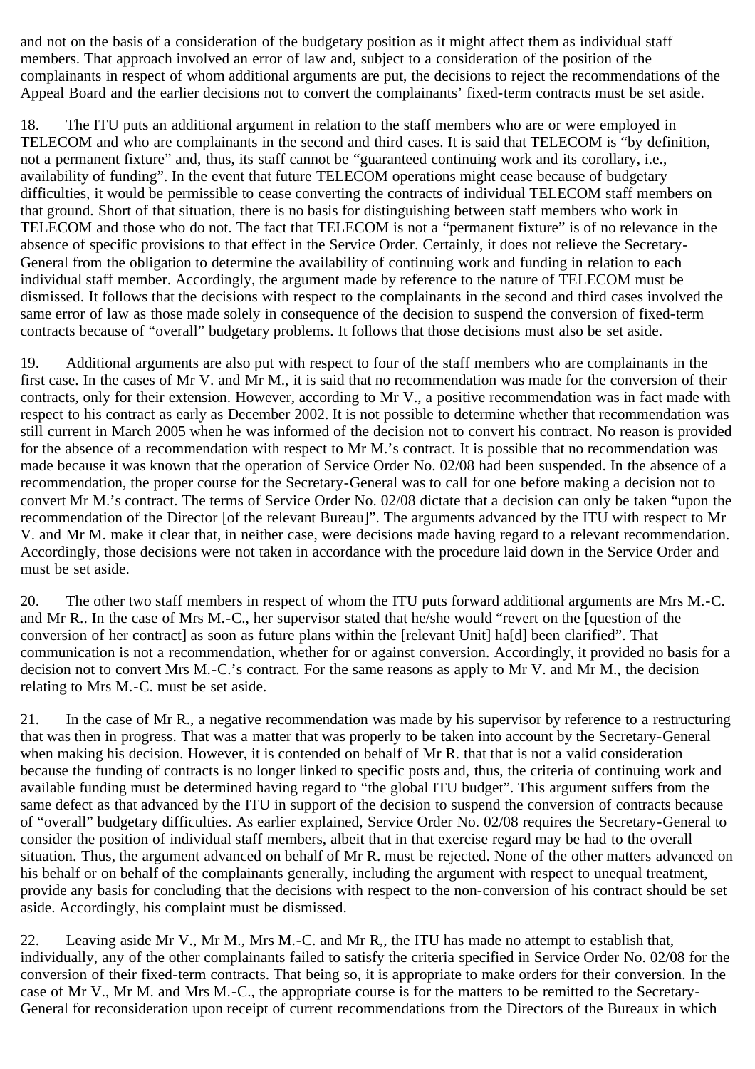and not on the basis of a consideration of the budgetary position as it might affect them as individual staff members. That approach involved an error of law and, subject to a consideration of the position of the complainants in respect of whom additional arguments are put, the decisions to reject the recommendations of the Appeal Board and the earlier decisions not to convert the complainants' fixed-term contracts must be set aside.

18. The ITU puts an additional argument in relation to the staff members who are or were employed in TELECOM and who are complainants in the second and third cases. It is said that TELECOM is "by definition, not a permanent fixture" and, thus, its staff cannot be "guaranteed continuing work and its corollary, i.e., availability of funding". In the event that future TELECOM operations might cease because of budgetary difficulties, it would be permissible to cease converting the contracts of individual TELECOM staff members on that ground. Short of that situation, there is no basis for distinguishing between staff members who work in TELECOM and those who do not. The fact that TELECOM is not a "permanent fixture" is of no relevance in the absence of specific provisions to that effect in the Service Order. Certainly, it does not relieve the Secretary-General from the obligation to determine the availability of continuing work and funding in relation to each individual staff member. Accordingly, the argument made by reference to the nature of TELECOM must be dismissed. It follows that the decisions with respect to the complainants in the second and third cases involved the same error of law as those made solely in consequence of the decision to suspend the conversion of fixed-term contracts because of "overall" budgetary problems. It follows that those decisions must also be set aside.

19. Additional arguments are also put with respect to four of the staff members who are complainants in the first case. In the cases of Mr V. and Mr M., it is said that no recommendation was made for the conversion of their contracts, only for their extension. However, according to Mr V., a positive recommendation was in fact made with respect to his contract as early as December 2002. It is not possible to determine whether that recommendation was still current in March 2005 when he was informed of the decision not to convert his contract. No reason is provided for the absence of a recommendation with respect to Mr M.'s contract. It is possible that no recommendation was made because it was known that the operation of Service Order No. 02/08 had been suspended. In the absence of a recommendation, the proper course for the Secretary-General was to call for one before making a decision not to convert Mr M.'s contract. The terms of Service Order No. 02/08 dictate that a decision can only be taken "upon the recommendation of the Director [of the relevant Bureau]". The arguments advanced by the ITU with respect to Mr V. and Mr M. make it clear that, in neither case, were decisions made having regard to a relevant recommendation. Accordingly, those decisions were not taken in accordance with the procedure laid down in the Service Order and must be set aside.

20. The other two staff members in respect of whom the ITU puts forward additional arguments are Mrs M.-C. and Mr R.. In the case of Mrs M.-C., her supervisor stated that he/she would "revert on the [question of the conversion of her contract] as soon as future plans within the [relevant Unit] ha[d] been clarified". That communication is not a recommendation, whether for or against conversion. Accordingly, it provided no basis for a decision not to convert Mrs M.-C.'s contract. For the same reasons as apply to Mr V. and Mr M., the decision relating to Mrs M.-C. must be set aside.

21. In the case of Mr R., a negative recommendation was made by his supervisor by reference to a restructuring that was then in progress. That was a matter that was properly to be taken into account by the Secretary-General when making his decision. However, it is contended on behalf of Mr R. that that is not a valid consideration because the funding of contracts is no longer linked to specific posts and, thus, the criteria of continuing work and available funding must be determined having regard to "the global ITU budget". This argument suffers from the same defect as that advanced by the ITU in support of the decision to suspend the conversion of contracts because of "overall" budgetary difficulties. As earlier explained, Service Order No. 02/08 requires the Secretary-General to consider the position of individual staff members, albeit that in that exercise regard may be had to the overall situation. Thus, the argument advanced on behalf of Mr R. must be rejected. None of the other matters advanced on his behalf or on behalf of the complainants generally, including the argument with respect to unequal treatment, provide any basis for concluding that the decisions with respect to the non-conversion of his contract should be set aside. Accordingly, his complaint must be dismissed.

22. Leaving aside Mr V., Mr M., Mrs M.-C. and Mr R,, the ITU has made no attempt to establish that, individually, any of the other complainants failed to satisfy the criteria specified in Service Order No. 02/08 for the conversion of their fixed-term contracts. That being so, it is appropriate to make orders for their conversion. In the case of Mr V., Mr M. and Mrs M.-C., the appropriate course is for the matters to be remitted to the Secretary-General for reconsideration upon receipt of current recommendations from the Directors of the Bureaux in which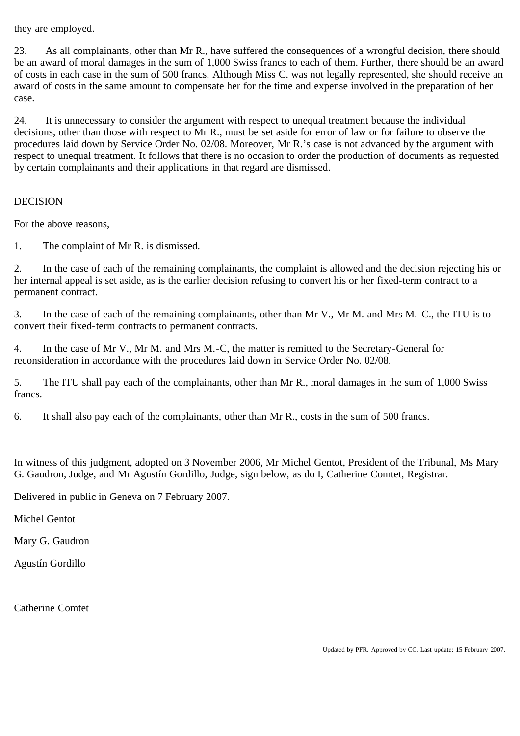they are employed.

23. As all complainants, other than Mr R., have suffered the consequences of a wrongful decision, there should be an award of moral damages in the sum of 1,000 Swiss francs to each of them. Further, there should be an award of costs in each case in the sum of 500 francs. Although Miss C. was not legally represented, she should receive an award of costs in the same amount to compensate her for the time and expense involved in the preparation of her case.

24. It is unnecessary to consider the argument with respect to unequal treatment because the individual decisions, other than those with respect to Mr R., must be set aside for error of law or for failure to observe the procedures laid down by Service Order No. 02/08. Moreover, Mr R.'s case is not advanced by the argument with respect to unequal treatment. It follows that there is no occasion to order the production of documents as requested by certain complainants and their applications in that regard are dismissed.

DECISION

For the above reasons,

1. The complaint of Mr R. is dismissed.

2. In the case of each of the remaining complainants, the complaint is allowed and the decision rejecting his or her internal appeal is set aside, as is the earlier decision refusing to convert his or her fixed-term contract to a permanent contract.

3. In the case of each of the remaining complainants, other than Mr V., Mr M. and Mrs M.-C., the ITU is to convert their fixed-term contracts to permanent contracts.

4. In the case of Mr V., Mr M. and Mrs M.-C, the matter is remitted to the Secretary-General for reconsideration in accordance with the procedures laid down in Service Order No. 02/08.

5. The ITU shall pay each of the complainants, other than Mr R., moral damages in the sum of 1,000 Swiss francs.

6. It shall also pay each of the complainants, other than Mr R., costs in the sum of 500 francs.

In witness of this judgment, adopted on 3 November 2006, Mr Michel Gentot, President of the Tribunal, Ms Mary G. Gaudron, Judge, and Mr Agustín Gordillo, Judge, sign below, as do I, Catherine Comtet, Registrar.

Delivered in public in Geneva on 7 February 2007.

Michel Gentot

Mary G. Gaudron

Agustín Gordillo

Catherine Comtet

Updated by PFR. Approved by CC. Last update: 15 February 2007.